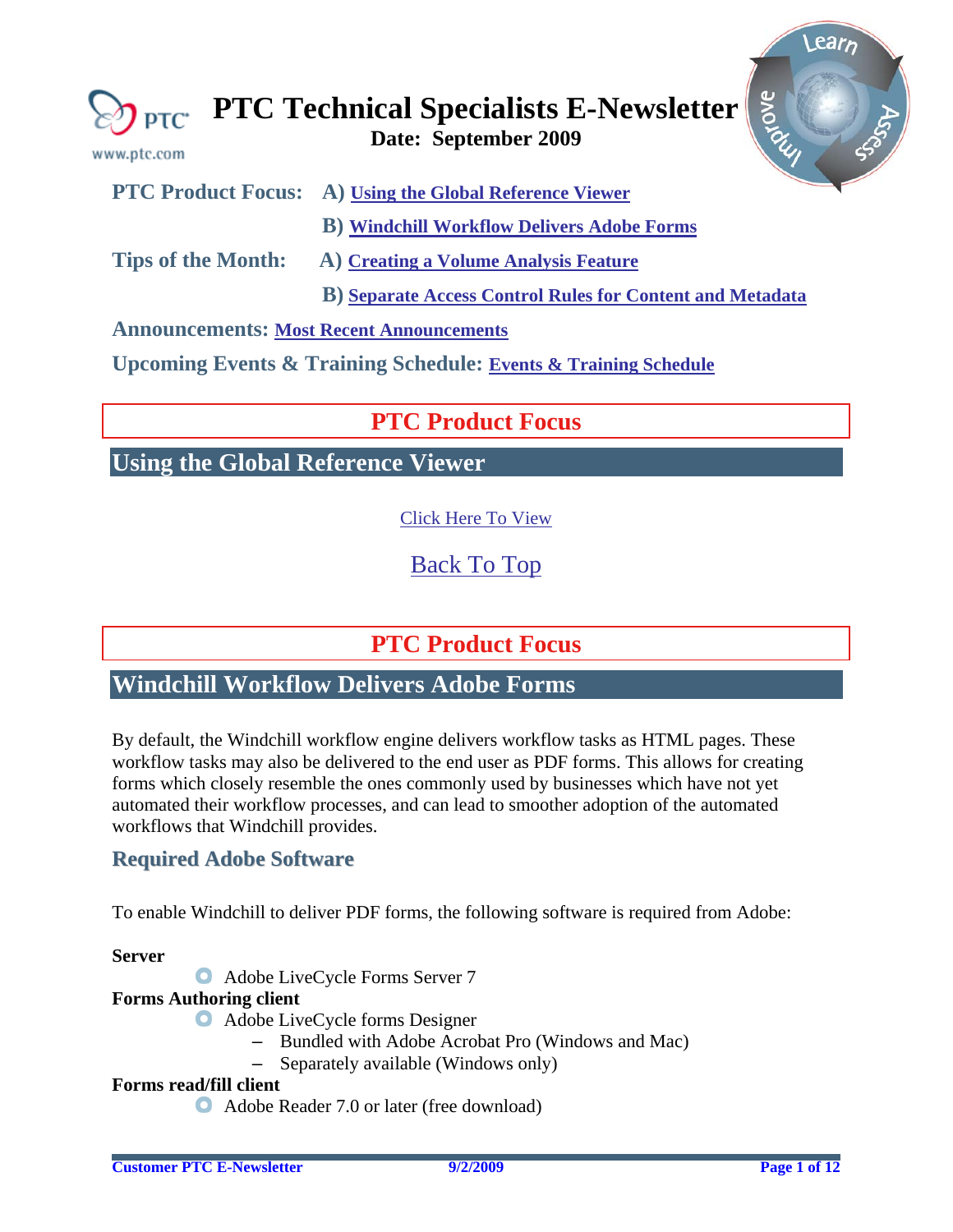# PTC Technical Specialists E-Newsletter

**Date: September 2009**

**PTC Product Focus:** A) Using the Global Reference Viewer

B) Windchill Workflow Delivers Adobe Forms

**Tips of the Month:** A) Creating a Volume Analysis Feature

B) Separate Access Control Rules for Content and Metadata

**Announcements:** Most Recent Announcements

**Upcoming Events & Training Schedule:** Events & Training Schedule

## PTC Product Focus

### Using the Global Reference Viewer

Click Here To View

Back To Top

## PTC Product Focus

### Windchill Workflow Delivers Adobe Forms

By default, the Windchill workflow engine delivers workflow tasks as HTML pages. These workflow tasks may also be delivered to the end user as PDF forms. This allows for creating forms which closely resemble the ones commonly used by businesses which have not yet automated their workflow processes, and can lead to smoother adoption of the automated workflows that Windchill provides.

#### Required Adobe Software

To enable Windchill to deliver PDF forms, the following software is required from Adobe:

**Server**

- Adobe LiveCycle Forms Server 7

**Forms Authoring client**

- Adobe LiveCycle forms Designer
  - Bundled with Adobe Acrobat Pro (Windows and Mac)
  - Separately available (Windows only)

**Forms read/fill client**

- Adobe Reader 7.0 or later (free download)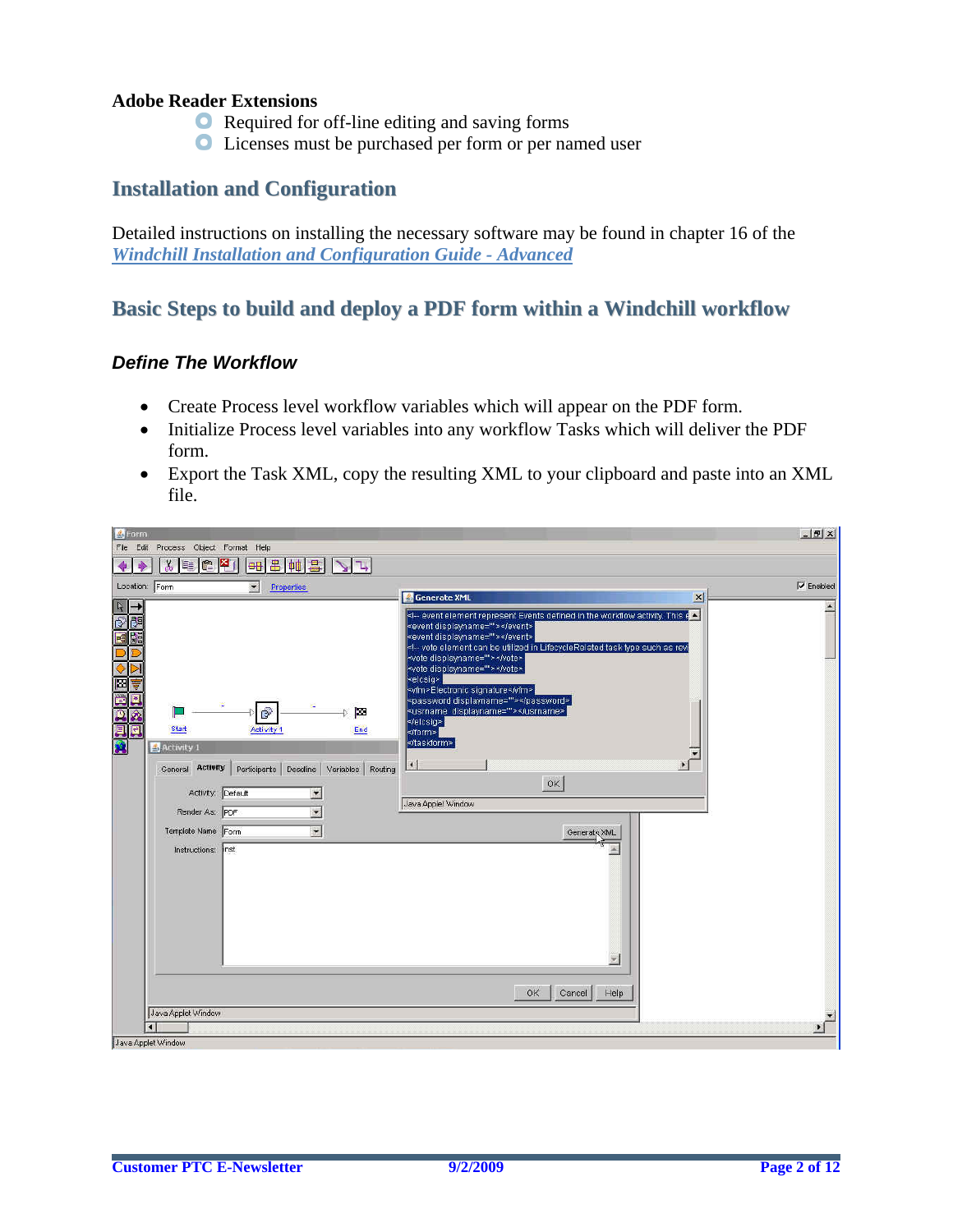**Adobe Reader Extensions**

- Required for off-line editing and saving forms
- Licenses must be purchased per form or per named user

## Installation and Configuration

Detailed instructions on installing the necessary software may be found in chapter 16 of the *Windchill Installation and Configuration Guide - Advanced*

## Basic Steps to build and deploy a PDF form within a Windchill workflow

### *Define The Workflow*

- Create Process level workflow variables which will appear on the PDF form.
- Initialize Process level variables into any workflow Tasks which will deliver the PDF form.
- Export the Task XML, copy the resulting XML to your clipboard and paste into an XML file.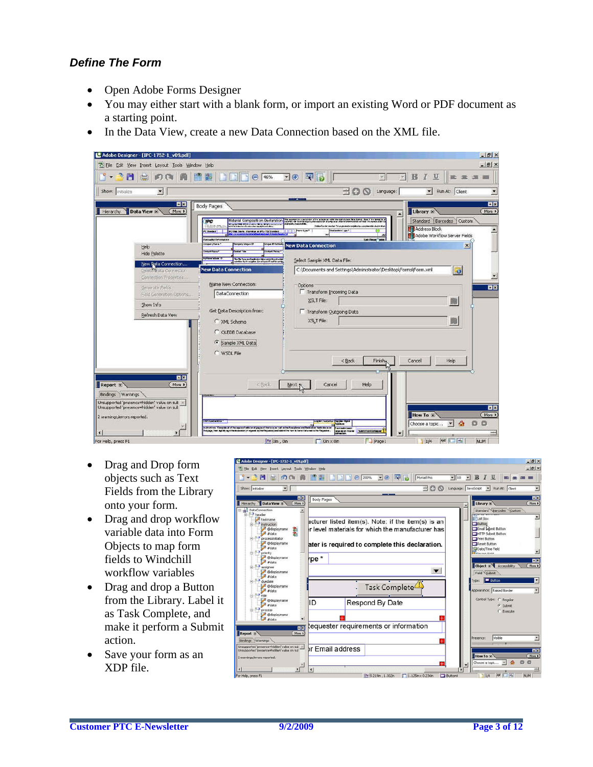### *Define The Form*

- Open Adobe Forms Designer
- You may either start with a blank form, or import an existing Word or PDF document as a starting point.
- In the Data View, create a new Data Connection based on the XML file.

- Drag and Drop form objects such as Text Fields from the Library onto your form.
- Drag and drop workflow variable data into Form Objects to map form fields to Windchill workflow variables
- Drag and drop a Button from the Library. Label it as Task Complete, and make it perform a Submit action.
- Save your form as an XDP file.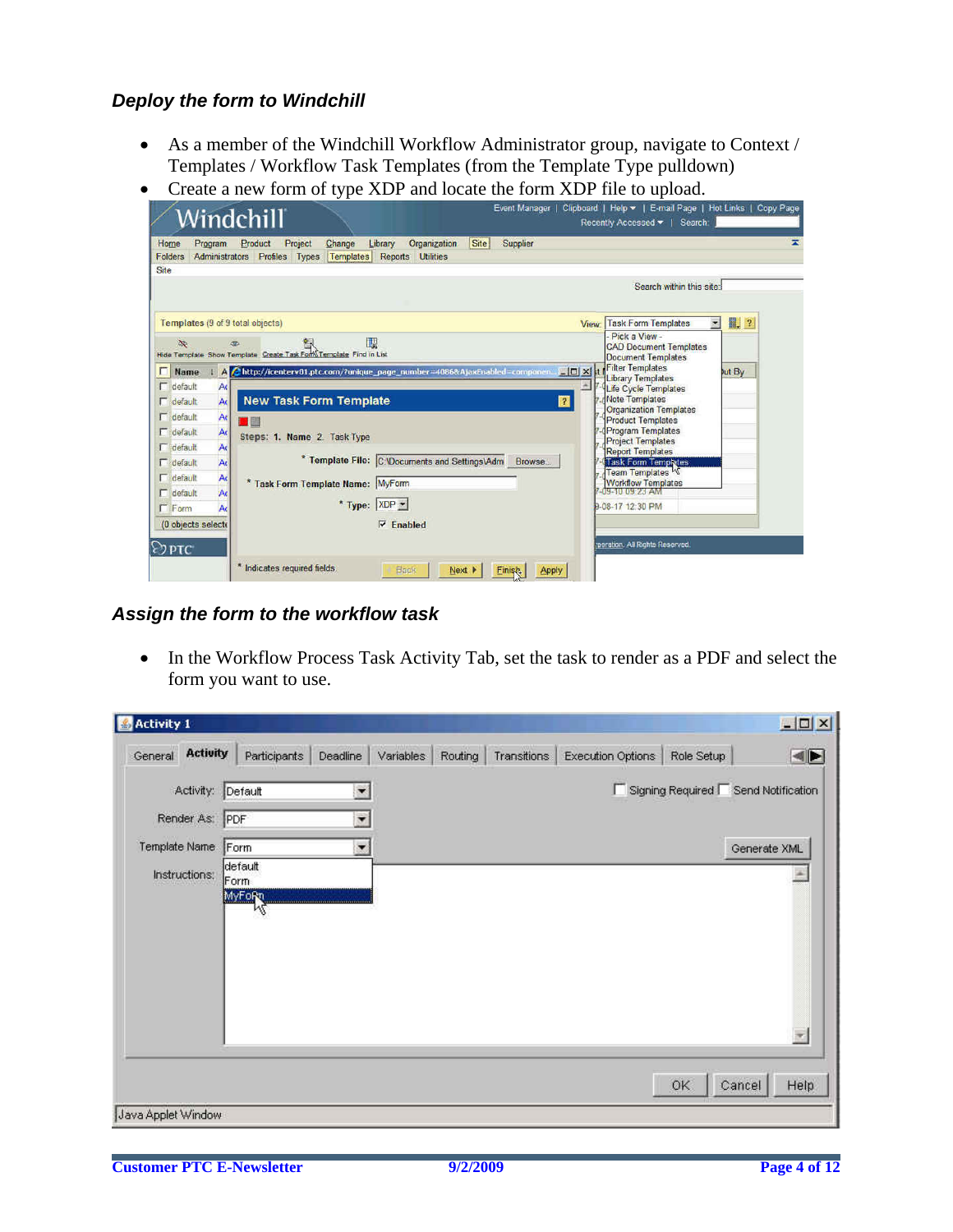### *Deploy the form to Windchill*

- As a member of the Windchill Workflow Administrator group, navigate to Context / Templates / Workflow Task Templates (from the Template Type pulldown)
- Create a new form of type XDP and locate the form XDP file to upload.

### *Assign the form to the workflow task*

- In the Workflow Process Task Activity Tab, set the task to render as a PDF and select the form you want to use.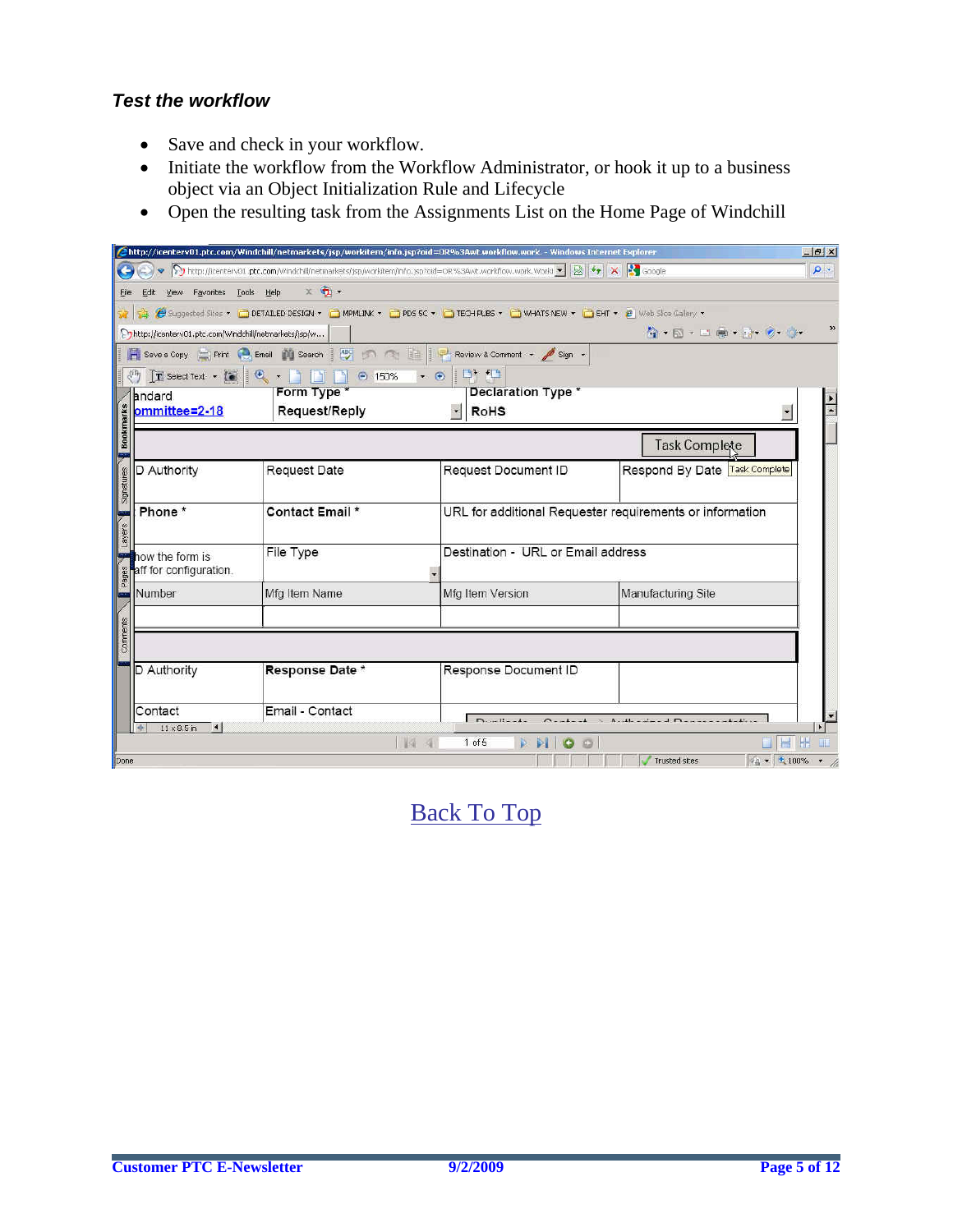### *Test the workflow*

- Save and check in your workflow.
- Initiate the workflow from the Workflow Administrator, or hook it up to a business object via an Object Initialization Rule and Lifecycle
- Open the resulting task from the Assignments List on the Home Page of Windchill

Back To Top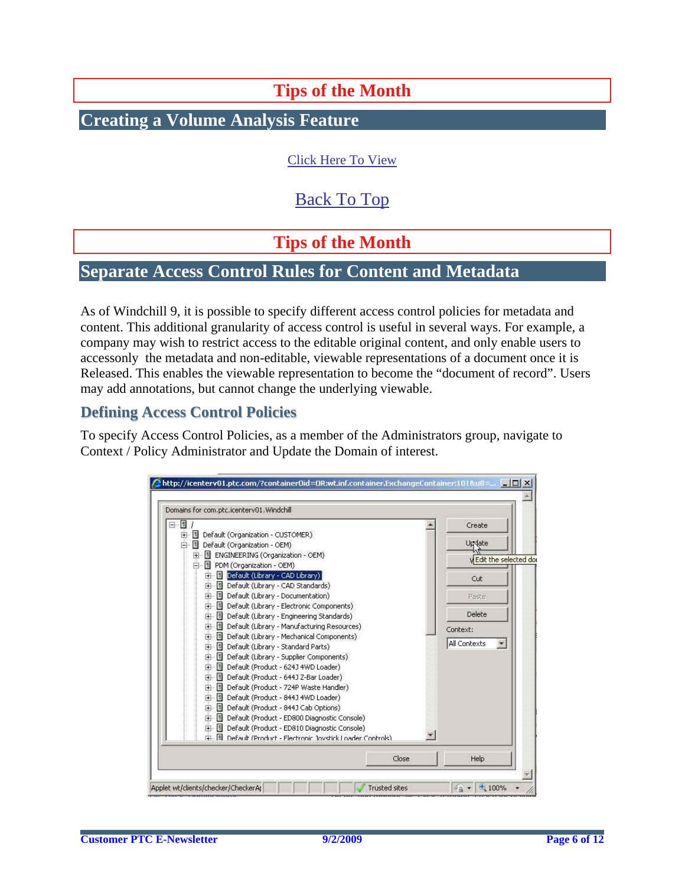# Tips of the Month

## Creating a Volume Analysis Feature

Click Here To View

Back To Top

# Tips of the Month

## Separate Access Control Rules for Content and Metadata

As of Windchill 9, it is possible to specify different access control policies for metadata and content. This additional granularity of access control is useful in several ways. For example, a company may wish to restrict access to the editable original content, and only enable users to accessonly the metadata and non-editable, viewable representations of a document once it is Released. This enables the viewable representation to become the “document of record”. Users may add annotations, but cannot change the underlying viewable.

### Defining Access Control Policies

To specify Access Control Policies, as a member of the Administrators group, navigate to Context / Policy Administrator and Update the Domain of interest.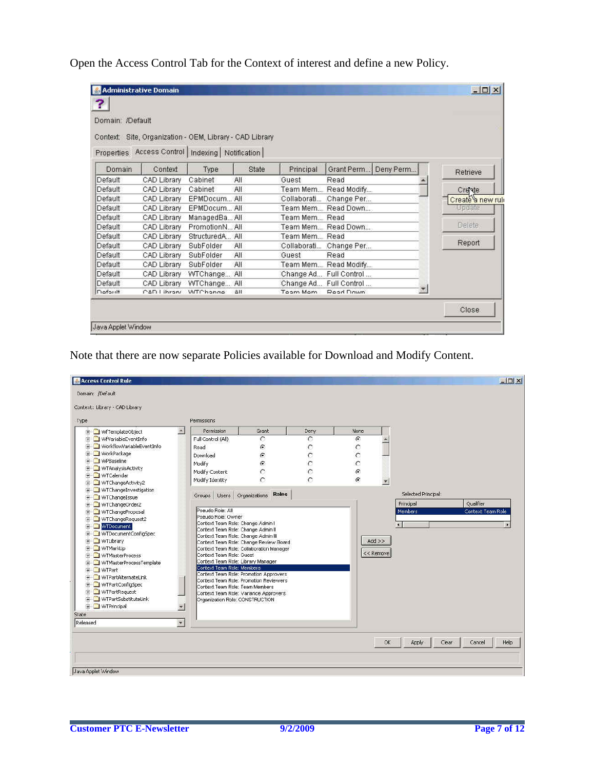Open the Access Control Tab for the Context of interest and define a new Policy.

Note that there are now separate Policies available for Download and Modify Content.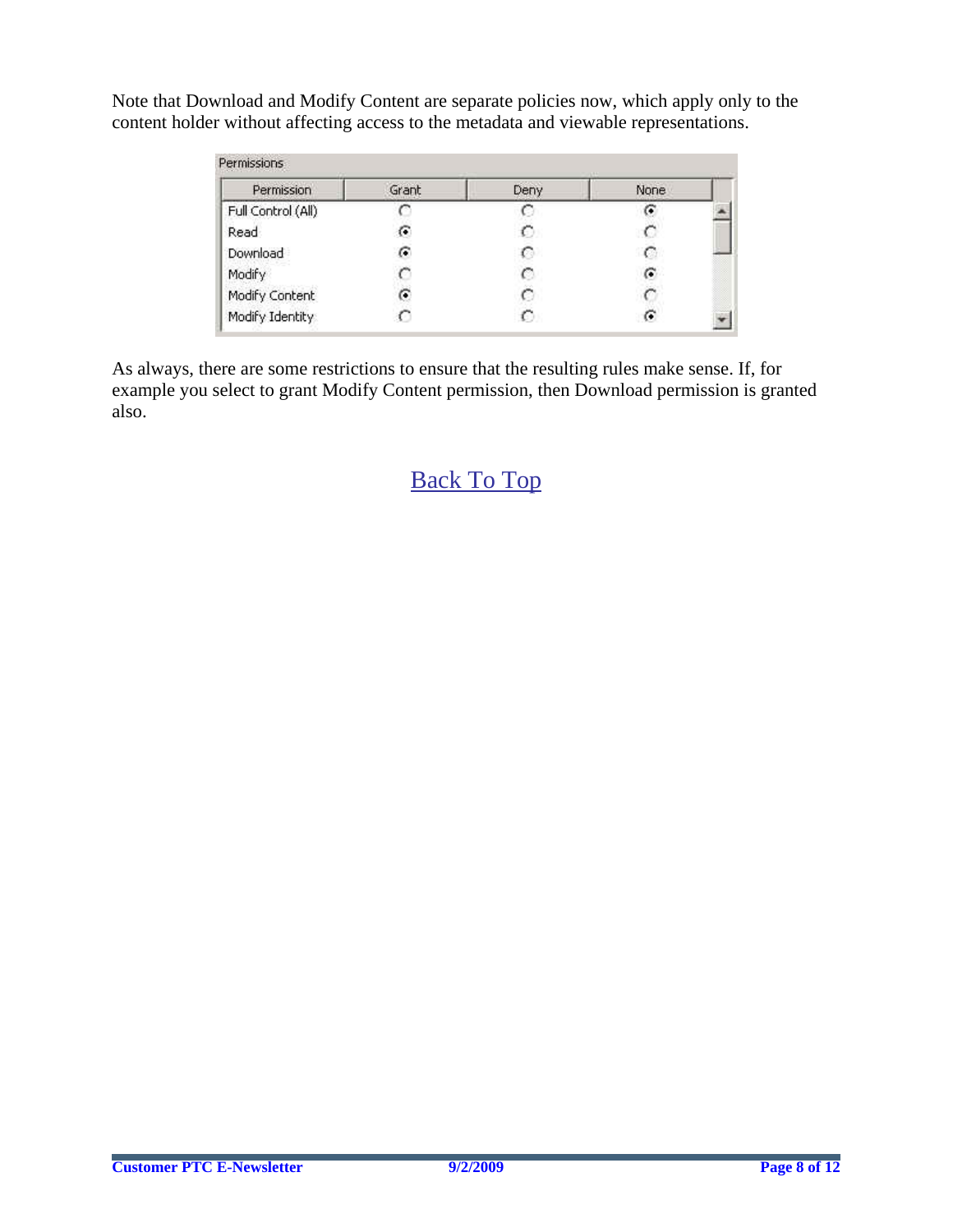Note that Download and Modify Content are separate policies now, which apply only to the content holder without affecting access to the metadata and viewable representations.

Permissions

| Permission | Grant | Deny | None |
|---|---|---|---|
| Full Control (All) | ○ | ○ | ◉ |
| Read | ◉ | ○ | ○ |
| Download | ◉ | ○ | ○ |
| Modify | ○ | ○ | ◉ |
| Modify Content | ◉ | ○ | ○ |
| Modify Identity | ○ | ○ | ◉ |

As always, there are some restrictions to ensure that the resulting rules make sense. If, for example you select to grant Modify Content permission, then Download permission is granted also.

Back To Top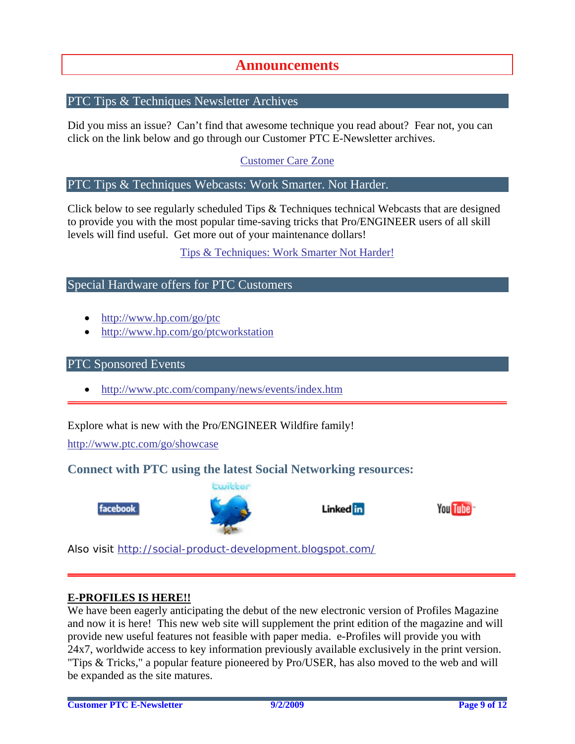# Announcements

## PTC Tips & Techniques Newsletter Archives

Did you miss an issue? Can't find that awesome technique you read about? Fear not, you can click on the link below and go through our Customer PTC E-Newsletter archives.

Customer Care Zone

## PTC Tips & Techniques Webcasts: Work Smarter. Not Harder.

Click below to see regularly scheduled Tips & Techniques technical Webcasts that are designed to provide you with the most popular time-saving tricks that Pro/ENGINEER users of all skill levels will find useful. Get more out of your maintenance dollars!

Tips & Techniques: Work Smarter Not Harder!

## Special Hardware offers for PTC Customers

- http://www.hp.com/go/ptc
- http://www.hp.com/go/ptcworkstation

## PTC Sponsored Events

- http://www.ptc.com/company/news/events/index.htm

---

Explore what is new with the Pro/ENGINEER Wildfire family!

http://www.ptc.com/go/showcase

### Connect with PTC using the latest Social Networking resources:

facebook | twitter | LinkedIn | YouTube

Also visit http://social-product-development.blogspot.com/

---

**E-PROFILES IS HERE!!**

We have been eagerly anticipating the debut of the new electronic version of Profiles Magazine and now it is here! This new web site will supplement the print edition of the magazine and will provide new useful features not feasible with paper media. e-Profiles will provide you with 24x7, worldwide access to key information previously available exclusively in the print version. "Tips & Tricks," a popular feature pioneered by Pro/USER, has also moved to the web and will be expanded as the site matures.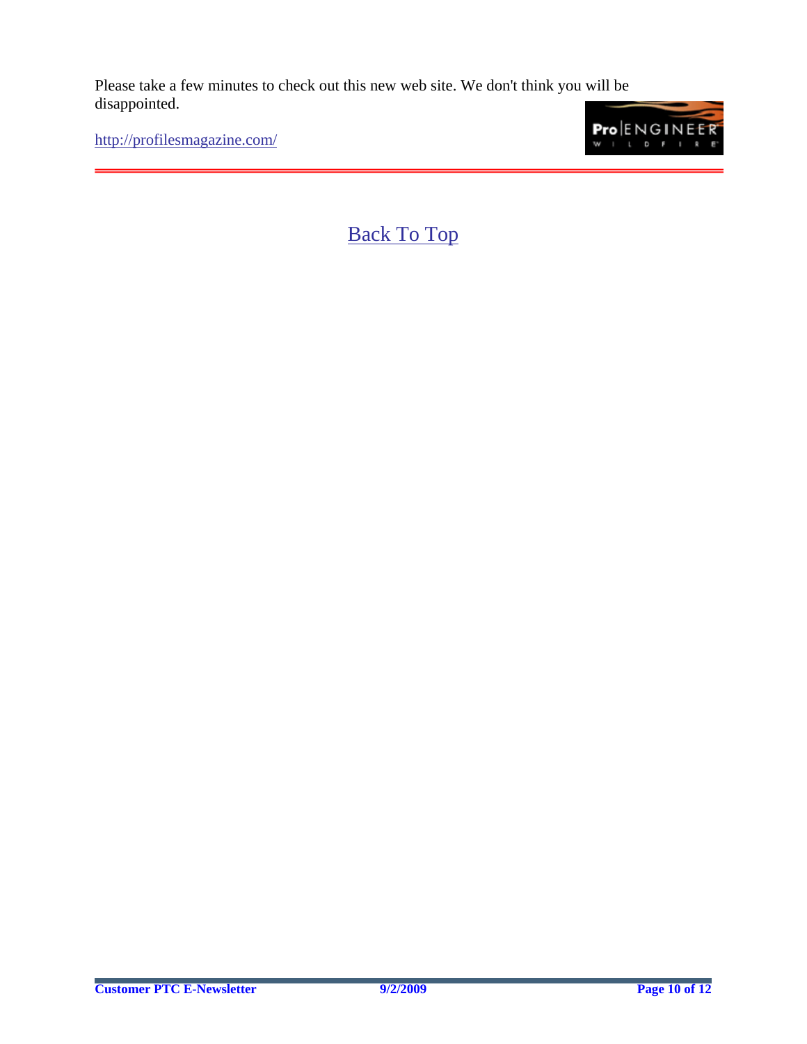Please take a few minutes to check out this new web site. We don't think you will be disappointed.

http://profilesmagazine.com/

---

Back To Top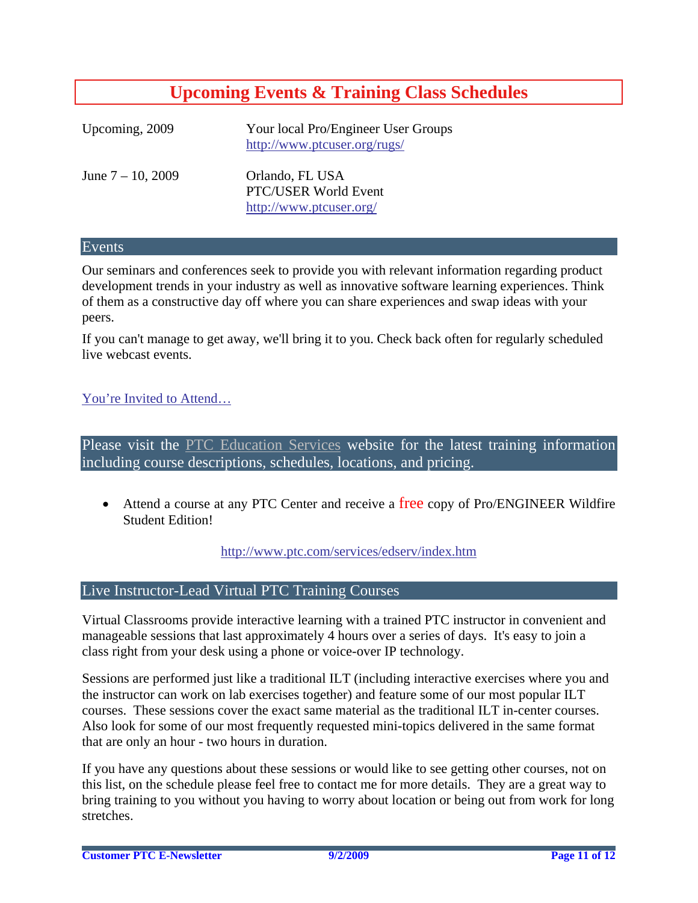# Upcoming Events & Training Class Schedules

| | |
|---|---|
| Upcoming, 2009 | Your local Pro/Engineer User Groups<br>http://www.ptcuser.org/rugs/ |
| June 7 – 10, 2009 | Orlando, FL USA<br>PTC/USER World Event<br>http://www.ptcuser.org/ |

## Events

Our seminars and conferences seek to provide you with relevant information regarding product development trends in your industry as well as innovative software learning experiences. Think of them as a constructive day off where you can share experiences and swap ideas with your peers.

If you can't manage to get away, we'll bring it to you. Check back often for regularly scheduled live webcast events.

You're Invited to Attend…

## Please visit the PTC Education Services website for the latest training information including course descriptions, schedules, locations, and pricing.

- Attend a course at any PTC Center and receive a free copy of Pro/ENGINEER Wildfire Student Edition!

http://www.ptc.com/services/edserv/index.htm

## Live Instructor-Lead Virtual PTC Training Courses

Virtual Classrooms provide interactive learning with a trained PTC instructor in convenient and manageable sessions that last approximately 4 hours over a series of days. It's easy to join a class right from your desk using a phone or voice-over IP technology.

Sessions are performed just like a traditional ILT (including interactive exercises where you and the instructor can work on lab exercises together) and feature some of our most popular ILT courses. These sessions cover the exact same material as the traditional ILT in-center courses. Also look for some of our most frequently requested mini-topics delivered in the same format that are only an hour - two hours in duration.

If you have any questions about these sessions or would like to see getting other courses, not on this list, on the schedule please feel free to contact me for more details. They are a great way to bring training to you without you having to worry about location or being out from work for long stretches.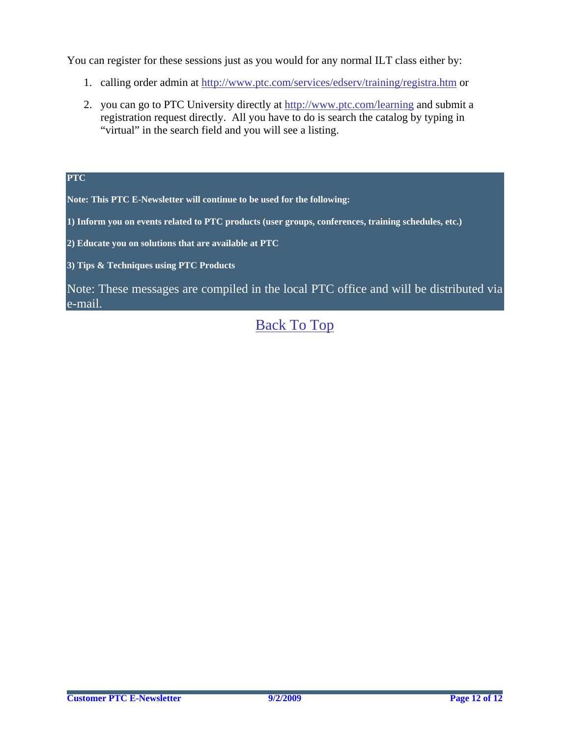You can register for these sessions just as you would for any normal ILT class either by:

1. calling order admin at http://www.ptc.com/services/edserv/training/registra.htm or
2. you can go to PTC University directly at http://www.ptc.com/learning and submit a registration request directly. All you have to do is search the catalog by typing in "virtual" in the search field and you will see a listing.

**PTC**

**Note: This PTC E-Newsletter will continue to be used for the following:**

**1) Inform you on events related to PTC products (user groups, conferences, training schedules, etc.)**

**2) Educate you on solutions that are available at PTC**

**3) Tips & Techniques using PTC Products**

Note: These messages are compiled in the local PTC office and will be distributed via e-mail.

Back To Top